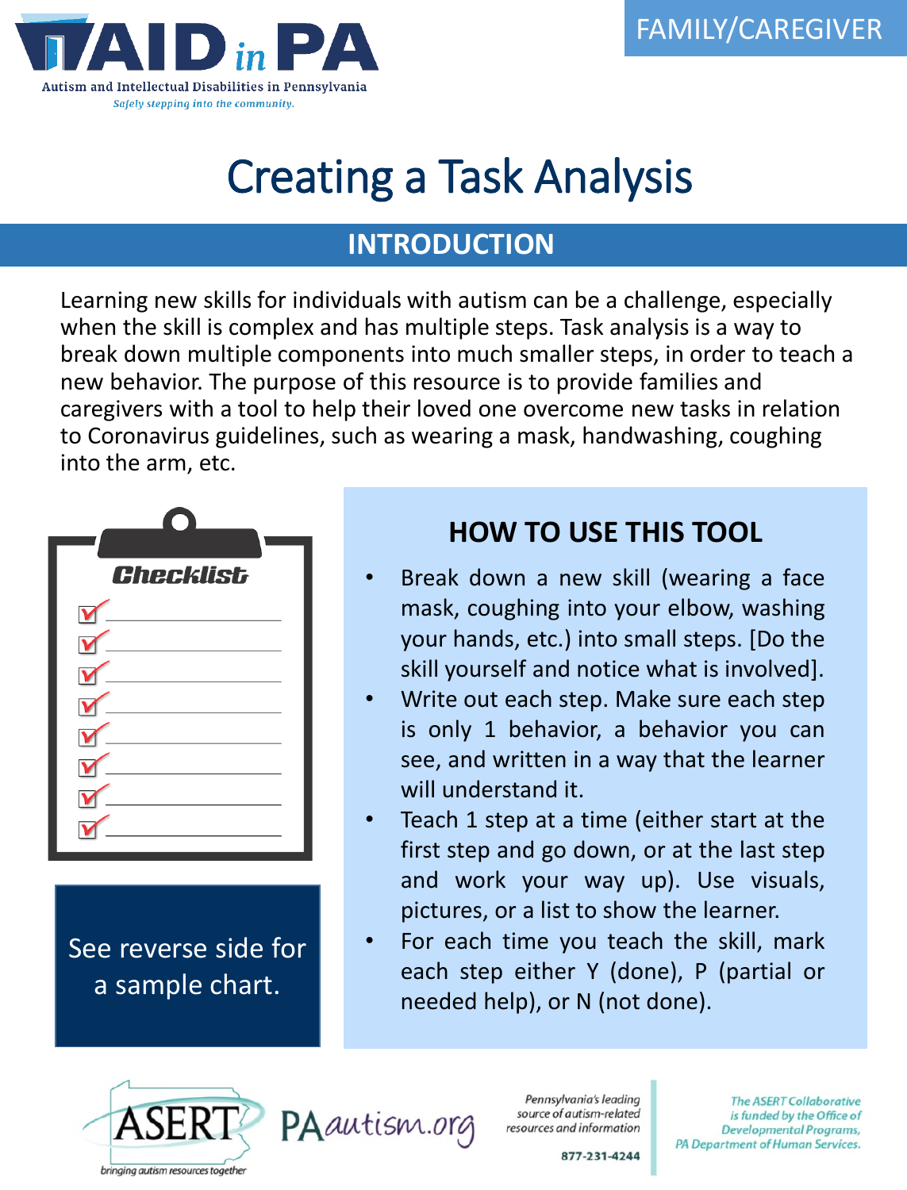FAMILY/CAREGIVER

# Creating a Task Analysis

## INTRODUCTION

Learning new skills for individuals with autism can be a challenge, especially when the skill is complex and has multiple steps. Task analysis is a way to break down multiple components into much smaller steps, in order to teach a new behavior. The purpose of this resource is to provide families and caregivers with a tool to help their loved one overcome new tasks in relation to Coronavirus guidelines, such as wearing a mask, handwashing, coughing into the arm, etc.

See reverse side for a sample chart.

## HOW TO USE THIS TOOL

- Break down a new skill (wearing a face mask, coughing into your elbow, washing your hands, etc.) into small steps. [Do the skill yourself and notice what is involved].
- Write out each step. Make sure each step is only 1 behavior, a behavior you can see, and written in a way that the learner will understand it.
- Teach 1 step at a time (either start at the first step and go down, or at the last step and work your way up). Use visuals, pictures, or a list to show the learner.
- For each time you teach the skill, mark each step either Y (done), P (partial or needed help), or N (not done).

Pennsylvania's leading source of autism-related resources and information

877-231-4244

The ASERT Collaborative is funded by the Office of Developmental Programs, PA Department of Human Services.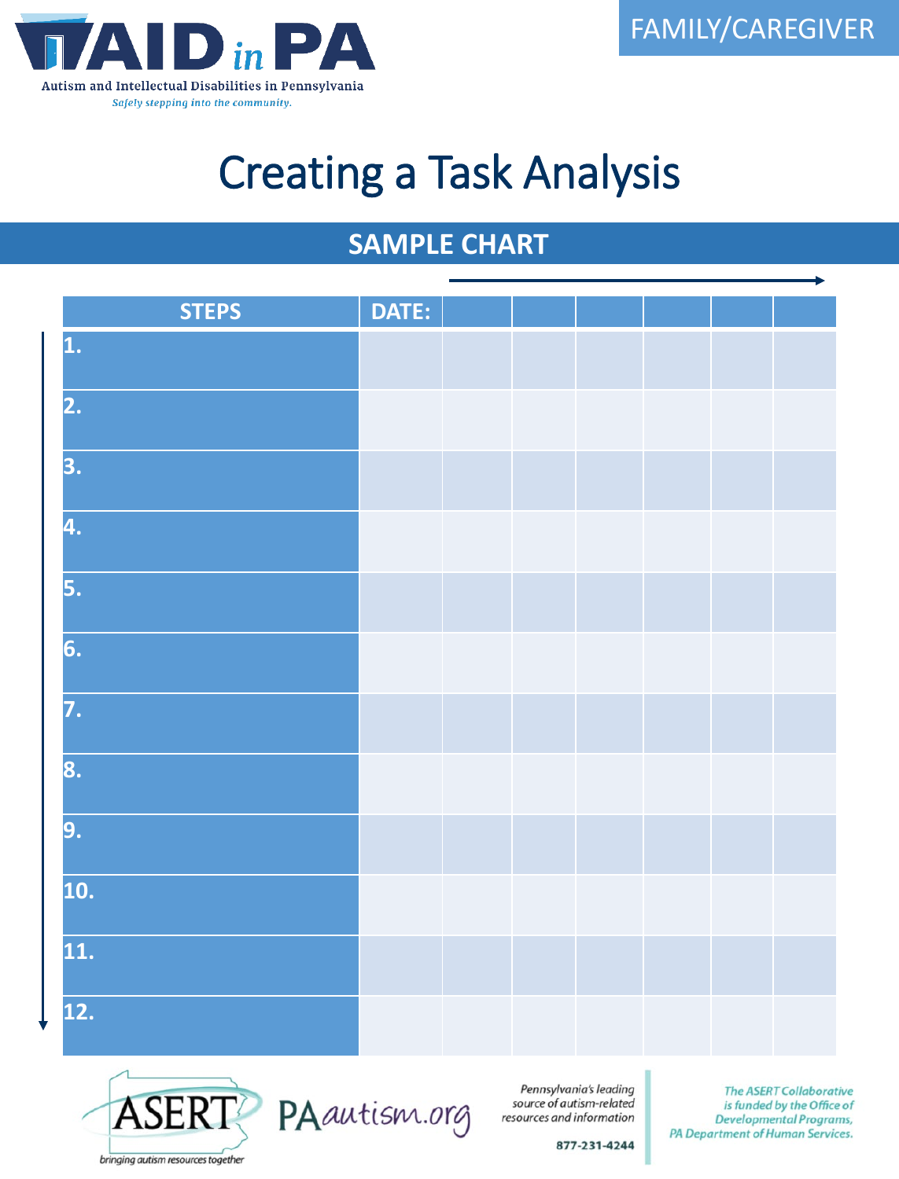FAMILY/CAREGIVER

AID in PA

Autism and Intellectual Disabilities in Pennsylvania

*Safely stepping into the community.*

# Creating a Task Analysis

## SAMPLE CHART

| STEPS | DATE: | | | | | |
|---|---|---|---|---|---|---|
| 1. | | | | | | |
| 2. | | | | | | |
| 3. | | | | | | |
| 4. | | | | | | |
| 5. | | | | | | |
| 6. | | | | | | |
| 7. | | | | | | |
| 8. | | | | | | |
| 9. | | | | | | |
| 10. | | | | | | |
| 11. | | | | | | |
| 12. | | | | | | |

ASERT — bringing autism resources together

PAautism.org

*Pennsylvania's leading source of autism-related resources and information*

877-231-4244

*The ASERT Collaborative is funded by the Office of Developmental Programs, PA Department of Human Services.*